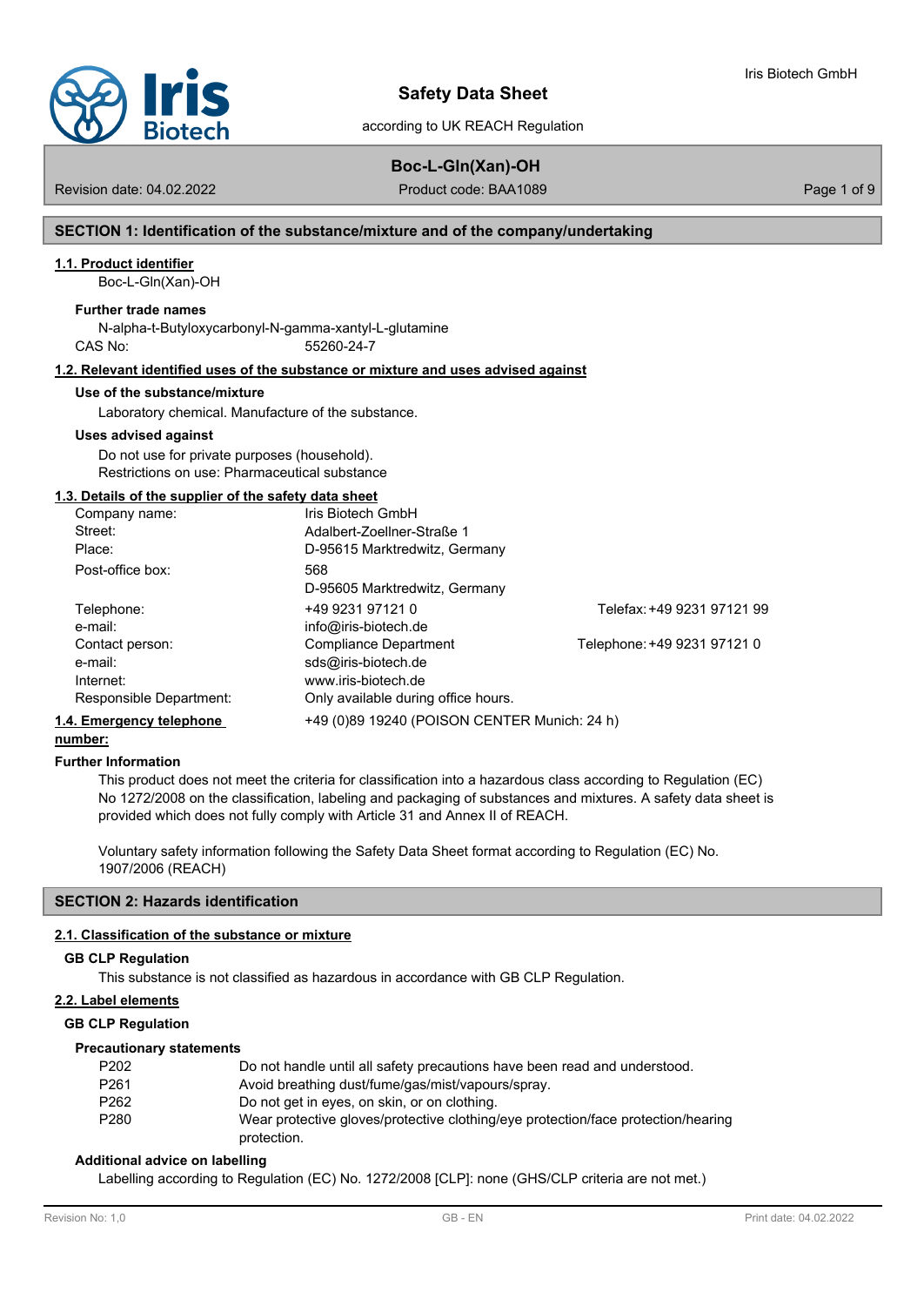# Safety Data Sheet

according to UK REACH Regulation

## Boc-L-Gln(Xan)-OH

Revision date: 04.02.2022 | Product code: BAA1089

## SECTION 1: Identification of the substance/mixture and of the company/undertaking

### 1.1. Product identifier

Boc-L-Gln(Xan)-OH

**Further trade names**

N-alpha-t-Butyloxycarbonyl-N-gamma-xantyl-L-glutamine

CAS No: 55260-24-7

### 1.2. Relevant identified uses of the substance or mixture and uses advised against

**Use of the substance/mixture**

Laboratory chemical. Manufacture of the substance.

**Uses advised against**

Do not use for private purposes (household).
Restrictions on use: Pharmaceutical substance

### 1.3. Details of the supplier of the safety data sheet

| | | |
|---|---|---|
| Company name: | Iris Biotech GmbH | |
| Street: | Adalbert-Zoellner-Straße 1 | |
| Place: | D-95615 Marktredwitz, Germany | |
| Post-office box: | 568<br>D-95605 Marktredwitz, Germany | |
| Telephone: | +49 9231 97121 0 | Telefax: +49 9231 97121 99 |
| e-mail: | info@iris-biotech.de | |
| Contact person: | Compliance Department | Telephone: +49 9231 97121 0 |
| e-mail: | sds@iris-biotech.de | |
| Internet: | www.iris-biotech.de | |
| Responsible Department: | Only available during office hours. | |

### 1.4. Emergency telephone number:

+49 (0)89 19240 (POISON CENTER Munich: 24 h)

**Further Information**

This product does not meet the criteria for classification into a hazardous class according to Regulation (EC) No 1272/2008 on the classification, labeling and packaging of substances and mixtures. A safety data sheet is provided which does not fully comply with Article 31 and Annex II of REACH.

Voluntary safety information following the Safety Data Sheet format according to Regulation (EC) No. 1907/2006 (REACH)

## SECTION 2: Hazards identification

### 2.1. Classification of the substance or mixture

**GB CLP Regulation**

This substance is not classified as hazardous in accordance with GB CLP Regulation.

### 2.2. Label elements

**GB CLP Regulation**

**Precautionary statements**

| | |
|---|---|
| P202 | Do not handle until all safety precautions have been read and understood. |
| P261 | Avoid breathing dust/fume/gas/mist/vapours/spray. |
| P262 | Do not get in eyes, on skin, or on clothing. |
| P280 | Wear protective gloves/protective clothing/eye protection/face protection/hearing protection. |

**Additional advice on labelling**

Labelling according to Regulation (EC) No. 1272/2008 [CLP]: none (GHS/CLP criteria are not met.)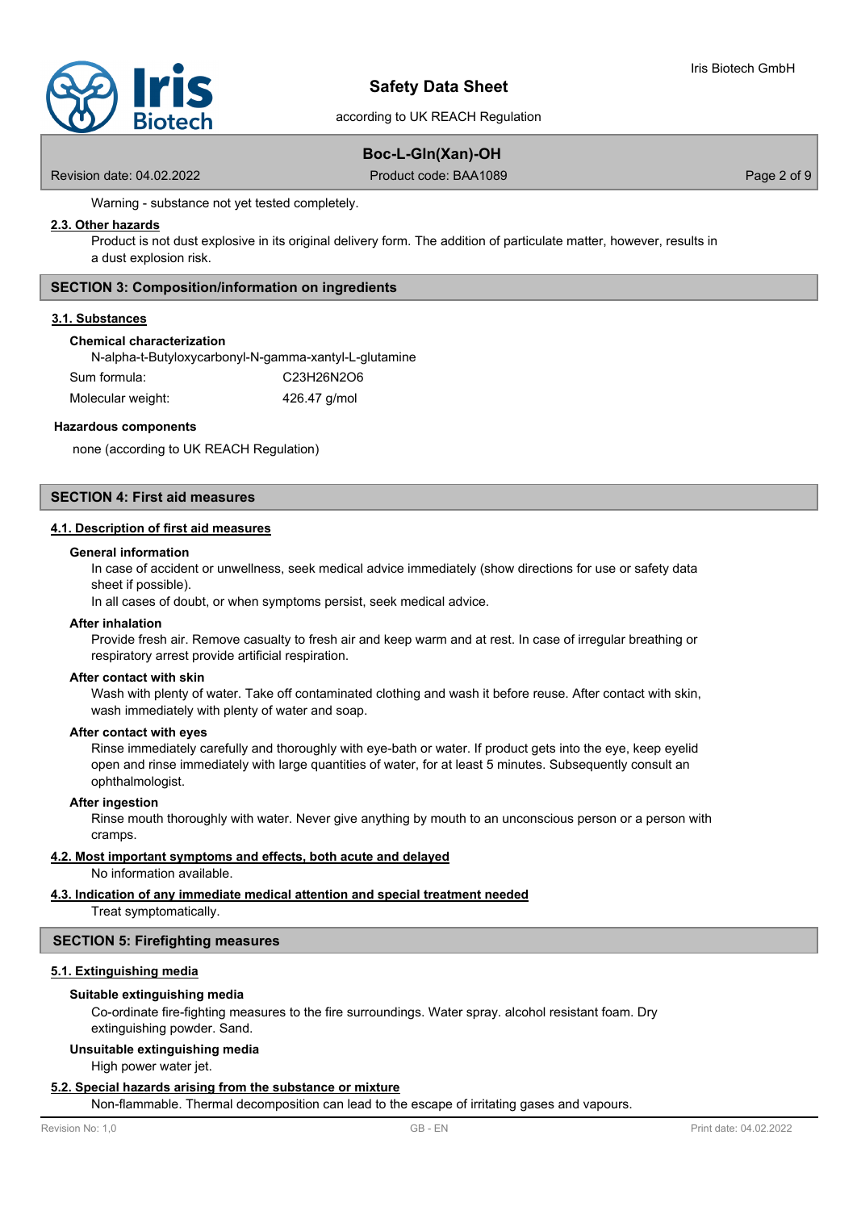Warning - substance not yet tested completely.

### 2.3. Other hazards

Product is not dust explosive in its original delivery form. The addition of particulate matter, however, results in a dust explosion risk.

## SECTION 3: Composition/information on ingredients

### 3.1. Substances

**Chemical characterization**

N-alpha-t-Butyloxycarbonyl-N-gamma-xantyl-L-glutamine

| | |
|---|---|
| Sum formula: | $C_{23}H_{26}N_2O_6$ |
| Molecular weight: | 426.47 g/mol |

**Hazardous components**

none (according to UK REACH Regulation)

## SECTION 4: First aid measures

### 4.1. Description of first aid measures

**General information**

In case of accident or unwellness, seek medical advice immediately (show directions for use or safety data sheet if possible).

In all cases of doubt, or when symptoms persist, seek medical advice.

**After inhalation**

Provide fresh air. Remove casualty to fresh air and keep warm and at rest. In case of irregular breathing or respiratory arrest provide artificial respiration.

**After contact with skin**

Wash with plenty of water. Take off contaminated clothing and wash it before reuse. After contact with skin, wash immediately with plenty of water and soap.

**After contact with eyes**

Rinse immediately carefully and thoroughly with eye-bath or water. If product gets into the eye, keep eyelid open and rinse immediately with large quantities of water, for at least 5 minutes. Subsequently consult an ophthalmologist.

**After ingestion**

Rinse mouth thoroughly with water. Never give anything by mouth to an unconscious person or a person with cramps.

### 4.2. Most important symptoms and effects, both acute and delayed

No information available.

### 4.3. Indication of any immediate medical attention and special treatment needed

Treat symptomatically.

## SECTION 5: Firefighting measures

### 5.1. Extinguishing media

**Suitable extinguishing media**

Co-ordinate fire-fighting measures to the fire surroundings. Water spray. alcohol resistant foam. Dry extinguishing powder. Sand.

**Unsuitable extinguishing media**

High power water jet.

### 5.2. Special hazards arising from the substance or mixture

Non-flammable. Thermal decomposition can lead to the escape of irritating gases and vapours.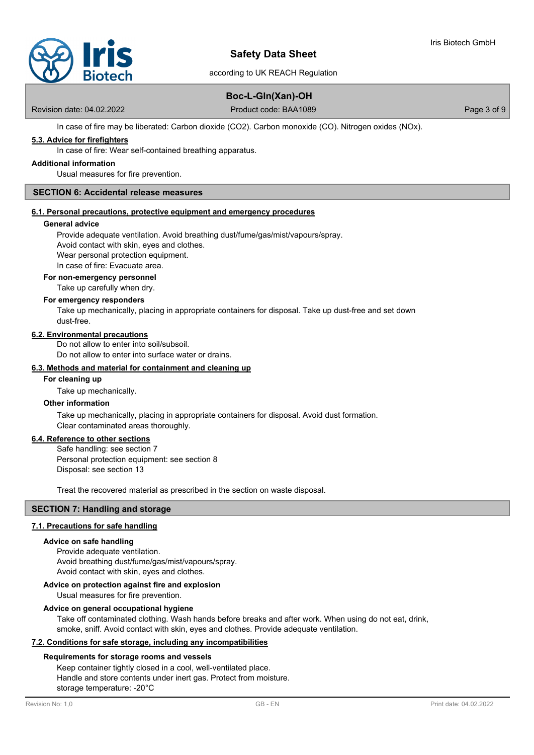In case of fire may be liberated: Carbon dioxide ($CO_2$). Carbon monoxide (CO). Nitrogen oxides ($NO_x$).

### 5.3. Advice for firefighters

In case of fire: Wear self-contained breathing apparatus.

**Additional information**

Usual measures for fire prevention.

## SECTION 6: Accidental release measures

### 6.1. Personal precautions, protective equipment and emergency procedures

**General advice**

Provide adequate ventilation. Avoid breathing dust/fume/gas/mist/vapours/spray.
Avoid contact with skin, eyes and clothes.
Wear personal protection equipment.
In case of fire: Evacuate area.

**For non-emergency personnel**

Take up carefully when dry.

**For emergency responders**

Take up mechanically, placing in appropriate containers for disposal. Take up dust-free and set down dust-free.

### 6.2. Environmental precautions

Do not allow to enter into soil/subsoil.
Do not allow to enter into surface water or drains.

### 6.3. Methods and material for containment and cleaning up

**For cleaning up**

Take up mechanically.

**Other information**

Take up mechanically, placing in appropriate containers for disposal. Avoid dust formation.
Clear contaminated areas thoroughly.

### 6.4. Reference to other sections

Safe handling: see section 7
Personal protection equipment: see section 8
Disposal: see section 13

Treat the recovered material as prescribed in the section on waste disposal.

## SECTION 7: Handling and storage

### 7.1. Precautions for safe handling

**Advice on safe handling**

Provide adequate ventilation.
Avoid breathing dust/fume/gas/mist/vapours/spray.
Avoid contact with skin, eyes and clothes.

**Advice on protection against fire and explosion**

Usual measures for fire prevention.

**Advice on general occupational hygiene**

Take off contaminated clothing. Wash hands before breaks and after work. When using do not eat, drink, smoke, sniff. Avoid contact with skin, eyes and clothes. Provide adequate ventilation.

### 7.2. Conditions for safe storage, including any incompatibilities

**Requirements for storage rooms and vessels**

Keep container tightly closed in a cool, well-ventilated place.
Handle and store contents under inert gas. Protect from moisture.
storage temperature: -20°C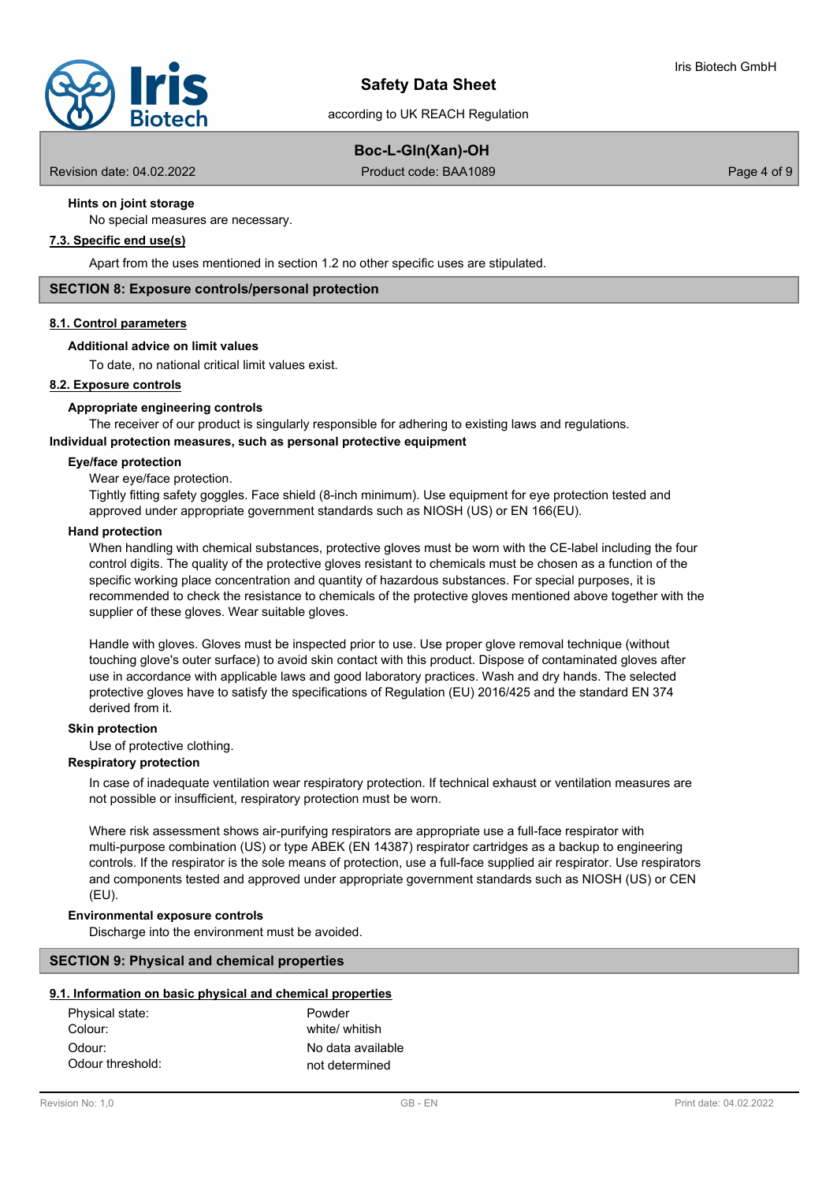### Hints on joint storage

No special measures are necessary.

### 7.3. Specific end use(s)

Apart from the uses mentioned in section 1.2 no other specific uses are stipulated.

## SECTION 8: Exposure controls/personal protection

### 8.1. Control parameters

**Additional advice on limit values**

To date, no national critical limit values exist.

### 8.2. Exposure controls

**Appropriate engineering controls**

The receiver of our product is singularly responsible for adhering to existing laws and regulations.

**Individual protection measures, such as personal protective equipment**

**Eye/face protection**

Wear eye/face protection.

Tightly fitting safety goggles. Face shield (8-inch minimum). Use equipment for eye protection tested and approved under appropriate government standards such as NIOSH (US) or EN 166(EU).

**Hand protection**

When handling with chemical substances, protective gloves must be worn with the CE-label including the four control digits. The quality of the protective gloves resistant to chemicals must be chosen as a function of the specific working place concentration and quantity of hazardous substances. For special purposes, it is recommended to check the resistance to chemicals of the protective gloves mentioned above together with the supplier of these gloves. Wear suitable gloves.

Handle with gloves. Gloves must be inspected prior to use. Use proper glove removal technique (without touching glove's outer surface) to avoid skin contact with this product. Dispose of contaminated gloves after use in accordance with applicable laws and good laboratory practices. Wash and dry hands. The selected protective gloves have to satisfy the specifications of Regulation (EU) 2016/425 and the standard EN 374 derived from it.

**Skin protection**

Use of protective clothing.

**Respiratory protection**

In case of inadequate ventilation wear respiratory protection. If technical exhaust or ventilation measures are not possible or insufficient, respiratory protection must be worn.

Where risk assessment shows air-purifying respirators are appropriate use a full-face respirator with multi-purpose combination (US) or type ABEK (EN 14387) respirator cartridges as a backup to engineering controls. If the respirator is the sole means of protection, use a full-face supplied air respirator. Use respirators and components tested and approved under appropriate government standards such as NIOSH (US) or CEN (EU).

**Environmental exposure controls**

Discharge into the environment must be avoided.

## SECTION 9: Physical and chemical properties

### 9.1. Information on basic physical and chemical properties

| | |
|---|---|
| Physical state: | Powder |
| Colour: | white/ whitish |
| Odour: | No data available |
| Odour threshold: | not determined |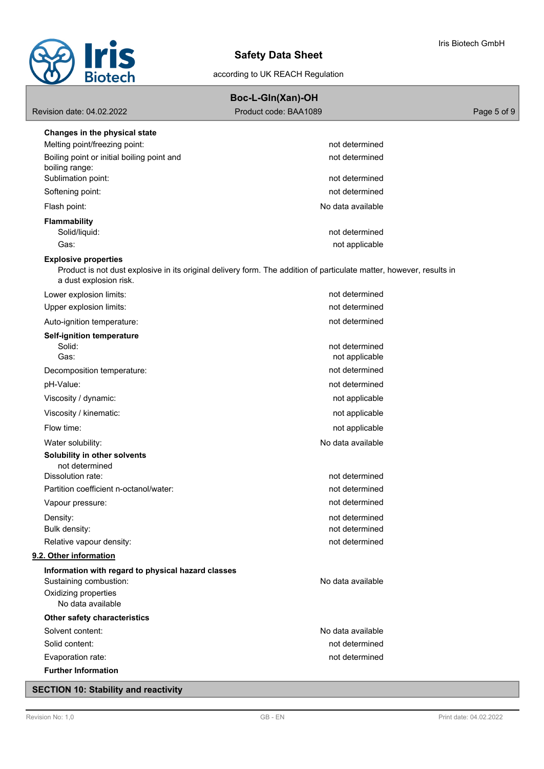**Changes in the physical state**

| | |
|---|---|
| Melting point/freezing point: | not determined |
| Boiling point or initial boiling point and boiling range: | not determined |
| Sublimation point: | not determined |
| Softening point: | not determined |
| Flash point: | No data available |

**Flammability**

| | |
|---|---|
| Solid/liquid: | not determined |
| Gas: | not applicable |

**Explosive properties**

Product is not dust explosive in its original delivery form. The addition of particulate matter, however, results in a dust explosion risk.

| | |
|---|---|
| Lower explosion limits: | not determined |
| Upper explosion limits: | not determined |
| Auto-ignition temperature: | not determined |

**Self-ignition temperature**

| | |
|---|---|
| Solid: | not determined |
| Gas: | not applicable |
| Decomposition temperature: | not determined |
| pH-Value: | not determined |
| Viscosity / dynamic: | not applicable |
| Viscosity / kinematic: | not applicable |
| Flow time: | not applicable |
| Water solubility: | No data available |

**Solubility in other solvents**

not determined

| | |
|---|---|
| Dissolution rate: | not determined |
| Partition coefficient n-octanol/water: | not determined |
| Vapour pressure: | not determined |
| Density: | not determined |
| Bulk density: | not determined |
| Relative vapour density: | not determined |

## 9.2. Other information

**Information with regard to physical hazard classes**

| | |
|---|---|
| Sustaining combustion: | No data available |

Oxidizing properties

No data available

**Other safety characteristics**

| | |
|---|---|
| Solvent content: | No data available |
| Solid content: | not determined |
| Evaporation rate: | not determined |

**Further Information**

## SECTION 10: Stability and reactivity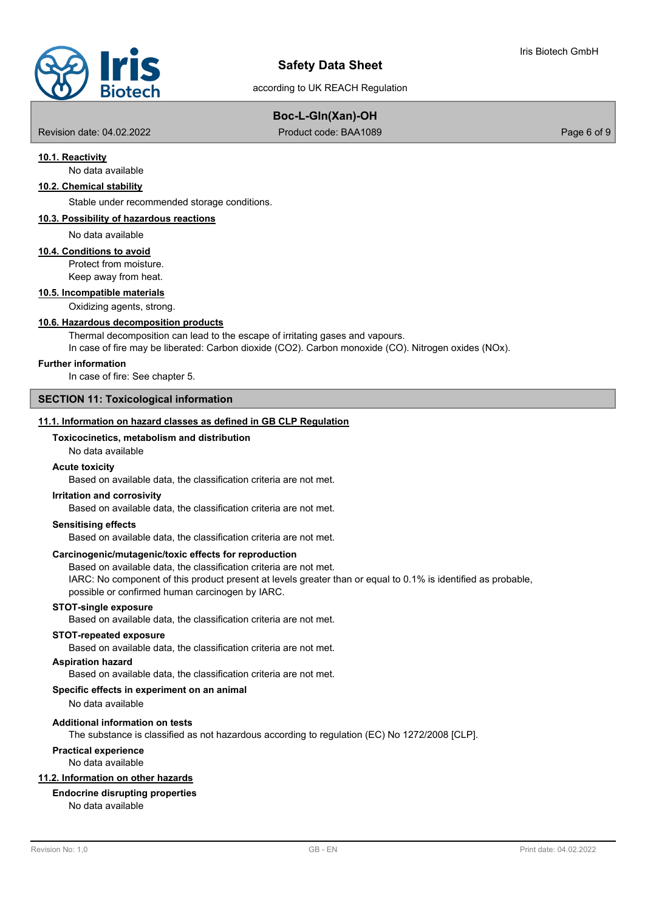#### 10.1. Reactivity

No data available

#### 10.2. Chemical stability

Stable under recommended storage conditions.

#### 10.3. Possibility of hazardous reactions

No data available

#### 10.4. Conditions to avoid

Protect from moisture.
Keep away from heat.

#### 10.5. Incompatible materials

Oxidizing agents, strong.

#### 10.6. Hazardous decomposition products

Thermal decomposition can lead to the escape of irritating gases and vapours.
In case of fire may be liberated: Carbon dioxide ($CO_2$). Carbon monoxide (CO). Nitrogen oxides ($NO_x$).

**Further information**

In case of fire: See chapter 5.

## SECTION 11: Toxicological information

#### 11.1. Information on hazard classes as defined in GB CLP Regulation

**Toxicocinetics, metabolism and distribution**

No data available

**Acute toxicity**

Based on available data, the classification criteria are not met.

**Irritation and corrosivity**

Based on available data, the classification criteria are not met.

**Sensitising effects**

Based on available data, the classification criteria are not met.

**Carcinogenic/mutagenic/toxic effects for reproduction**

Based on available data, the classification criteria are not met.
IARC: No component of this product present at levels greater than or equal to 0.1% is identified as probable, possible or confirmed human carcinogen by IARC.

**STOT-single exposure**

Based on available data, the classification criteria are not met.

**STOT-repeated exposure**

Based on available data, the classification criteria are not met.

**Aspiration hazard**

Based on available data, the classification criteria are not met.

**Specific effects in experiment on an animal**

No data available

**Additional information on tests**

The substance is classified as not hazardous according to regulation (EC) No 1272/2008 [CLP].

**Practical experience**

No data available

#### 11.2. Information on other hazards

**Endocrine disrupting properties**

No data available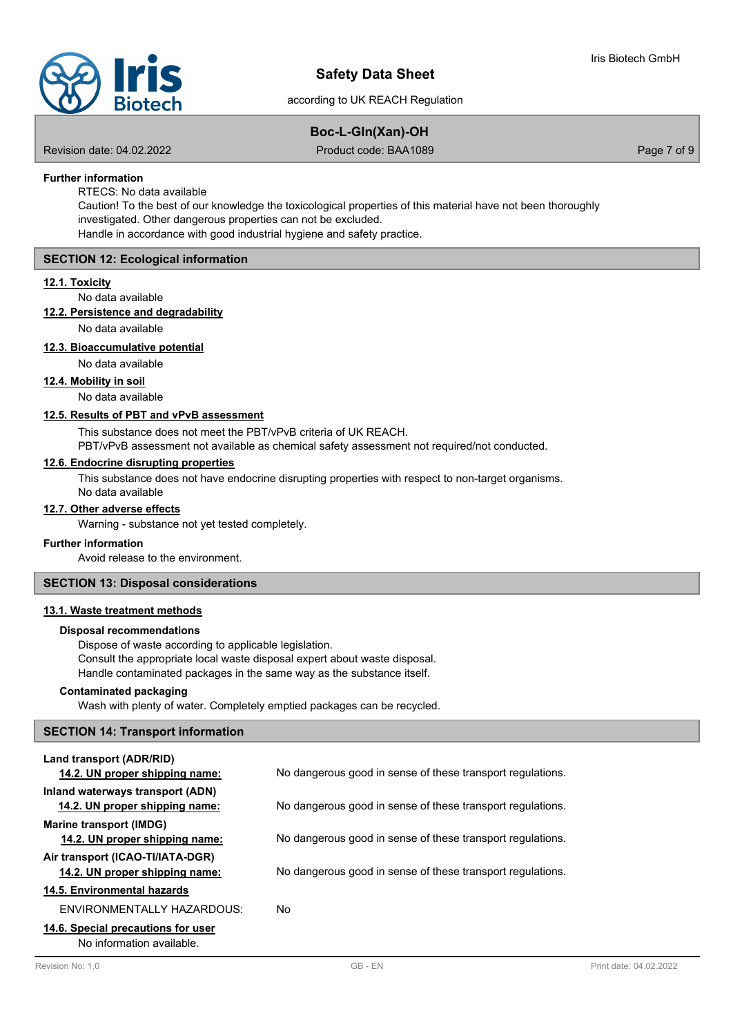**Further information**

RTECS: No data available

Caution! To the best of our knowledge the toxicological properties of this material have not been thoroughly investigated. Other dangerous properties can not be excluded.

Handle in accordance with good industrial hygiene and safety practice.

## SECTION 12: Ecological information

### 12.1. Toxicity

No data available

### 12.2. Persistence and degradability

No data available

### 12.3. Bioaccumulative potential

No data available

### 12.4. Mobility in soil

No data available

### 12.5. Results of PBT and vPvB assessment

This substance does not meet the PBT/vPvB criteria of UK REACH.

PBT/vPvB assessment not available as chemical safety assessment not required/not conducted.

### 12.6. Endocrine disrupting properties

This substance does not have endocrine disrupting properties with respect to non-target organisms.

No data available

### 12.7. Other adverse effects

Warning - substance not yet tested completely.

**Further information**

Avoid release to the environment.

## SECTION 13: Disposal considerations

### 13.1. Waste treatment methods

**Disposal recommendations**

Dispose of waste according to applicable legislation.

Consult the appropriate local waste disposal expert about waste disposal.

Handle contaminated packages in the same way as the substance itself.

**Contaminated packaging**

Wash with plenty of water. Completely emptied packages can be recycled.

## SECTION 14: Transport information

**Land transport (ADR/RID)**

**14.2. UN proper shipping name:** No dangerous good in sense of these transport regulations.

**Inland waterways transport (ADN)**

**14.2. UN proper shipping name:** No dangerous good in sense of these transport regulations.

**Marine transport (IMDG)**

**14.2. UN proper shipping name:** No dangerous good in sense of these transport regulations.

**Air transport (ICAO-TI/IATA-DGR)**

**14.2. UN proper shipping name:** No dangerous good in sense of these transport regulations.

### 14.5. Environmental hazards

ENVIRONMENTALLY HAZARDOUS: No

### 14.6. Special precautions for user

No information available.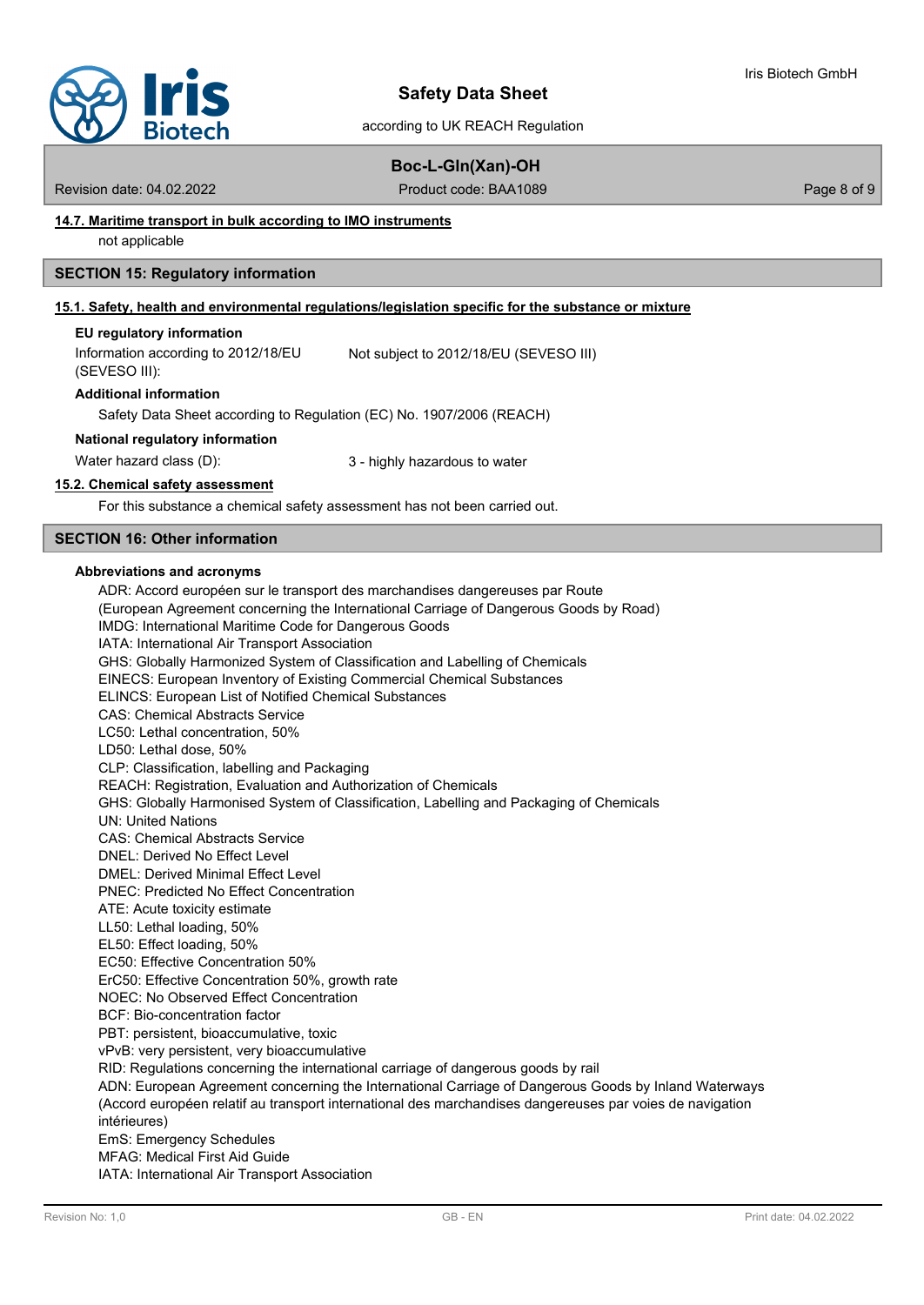### 14.7. Maritime transport in bulk according to IMO instruments

not applicable

## SECTION 15: Regulatory information

### 15.1. Safety, health and environmental regulations/legislation specific for the substance or mixture

**EU regulatory information**

Information according to 2012/18/EU (SEVESO III): Not subject to 2012/18/EU (SEVESO III)

**Additional information**

Safety Data Sheet according to Regulation (EC) No. 1907/2006 (REACH)

**National regulatory information**

Water hazard class (D): 3 - highly hazardous to water

### 15.2. Chemical safety assessment

For this substance a chemical safety assessment has not been carried out.

## SECTION 16: Other information

**Abbreviations and acronyms**

ADR: Accord européen sur le transport des marchandises dangereuses par Route
(European Agreement concerning the International Carriage of Dangerous Goods by Road)
IMDG: International Maritime Code for Dangerous Goods
IATA: International Air Transport Association
GHS: Globally Harmonized System of Classification and Labelling of Chemicals
EINECS: European Inventory of Existing Commercial Chemical Substances
ELINCS: European List of Notified Chemical Substances
CAS: Chemical Abstracts Service
LC50: Lethal concentration, 50%
LD50: Lethal dose, 50%
CLP: Classification, labelling and Packaging
REACH: Registration, Evaluation and Authorization of Chemicals
GHS: Globally Harmonised System of Classification, Labelling and Packaging of Chemicals
UN: United Nations
CAS: Chemical Abstracts Service
DNEL: Derived No Effect Level
DMEL: Derived Minimal Effect Level
PNEC: Predicted No Effect Concentration
ATE: Acute toxicity estimate
LL50: Lethal loading, 50%
EL50: Effect loading, 50%
EC50: Effective Concentration 50%
ErC50: Effective Concentration 50%, growth rate
NOEC: No Observed Effect Concentration
BCF: Bio-concentration factor
PBT: persistent, bioaccumulative, toxic
vPvB: very persistent, very bioaccumulative
RID: Regulations concerning the international carriage of dangerous goods by rail
ADN: European Agreement concerning the International Carriage of Dangerous Goods by Inland Waterways
(Accord européen relatif au transport international des marchandises dangereuses par voies de navigation intérieures)
EmS: Emergency Schedules
MFAG: Medical First Aid Guide
IATA: International Air Transport Association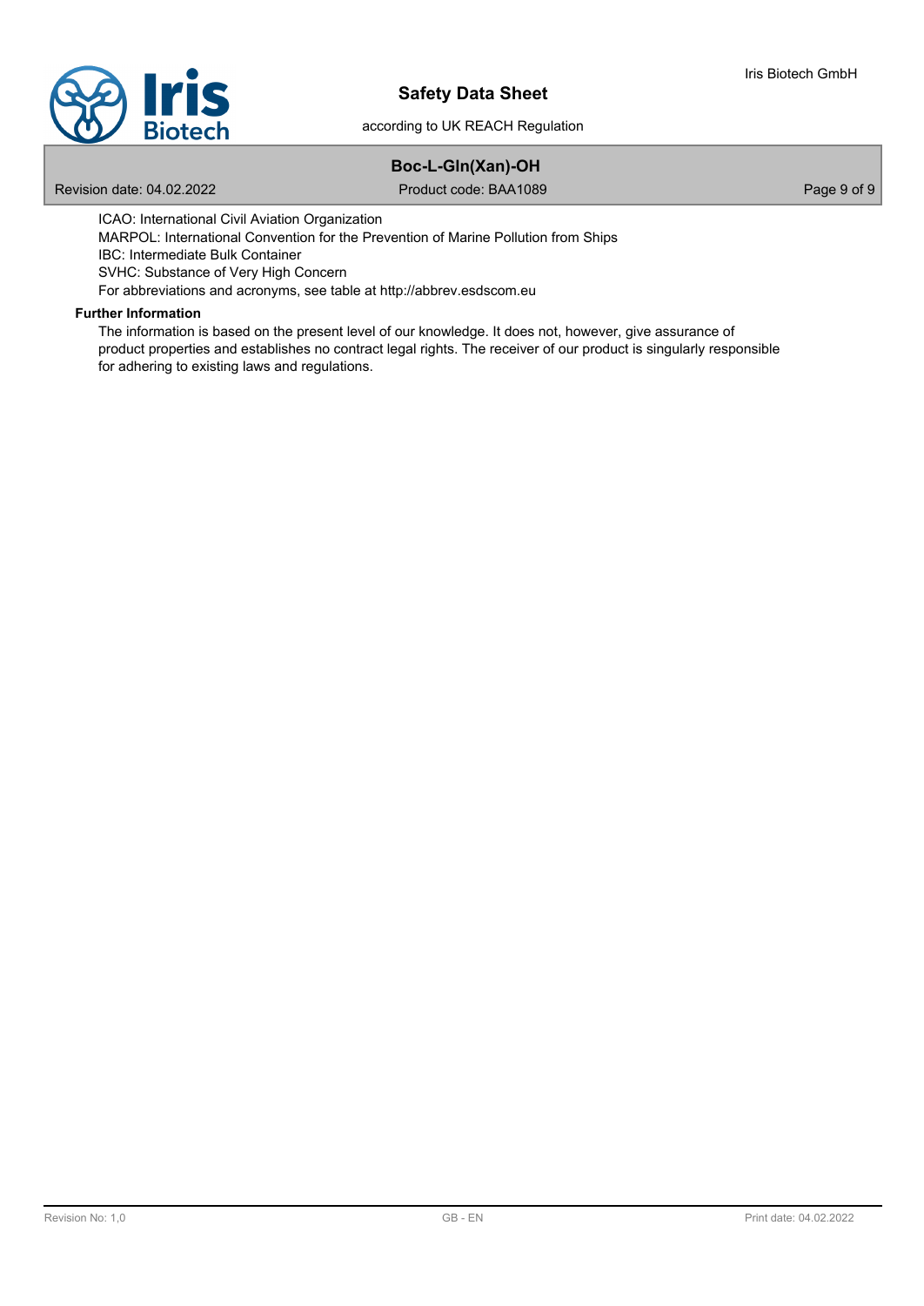ICAO: International Civil Aviation Organization

MARPOL: International Convention for the Prevention of Marine Pollution from Ships

IBC: Intermediate Bulk Container

SVHC: Substance of Very High Concern

For abbreviations and acronyms, see table at http://abbrev.esdscom.eu

**Further Information**

The information is based on the present level of our knowledge. It does not, however, give assurance of product properties and establishes no contract legal rights. The receiver of our product is singularly responsible for adhering to existing laws and regulations.